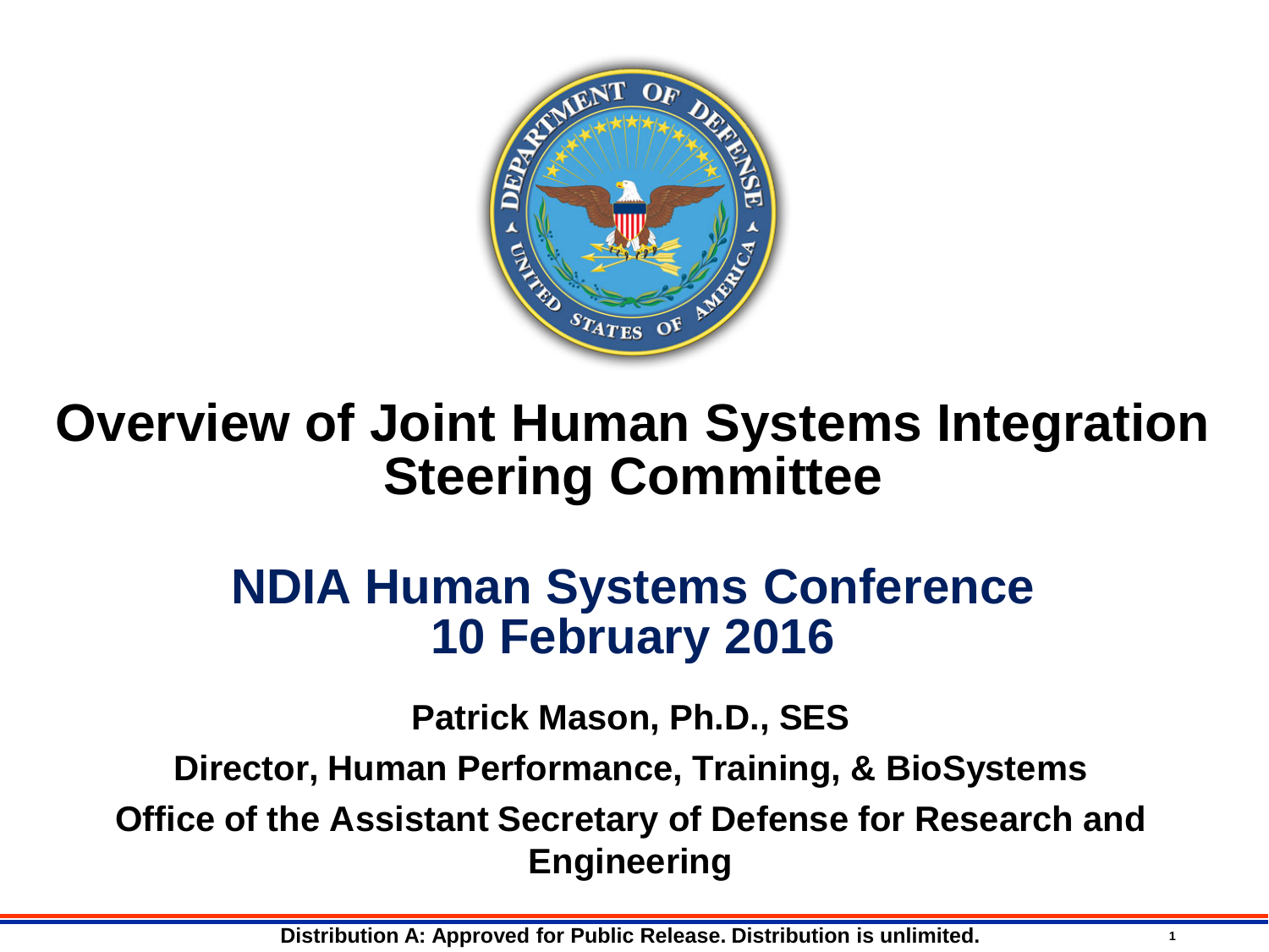# Overview of Joint Human Systems Integration Steering Committee

## NDIA Human Systems Conference
## 10 February 2016

**Patrick Mason, Ph.D., SES**

**Director, Human Performance, Training, & BioSystems**

**Office of the Assistant Secretary of Defense for Research and Engineering**

**Distribution A: Approved for Public Release. Distribution is unlimited.**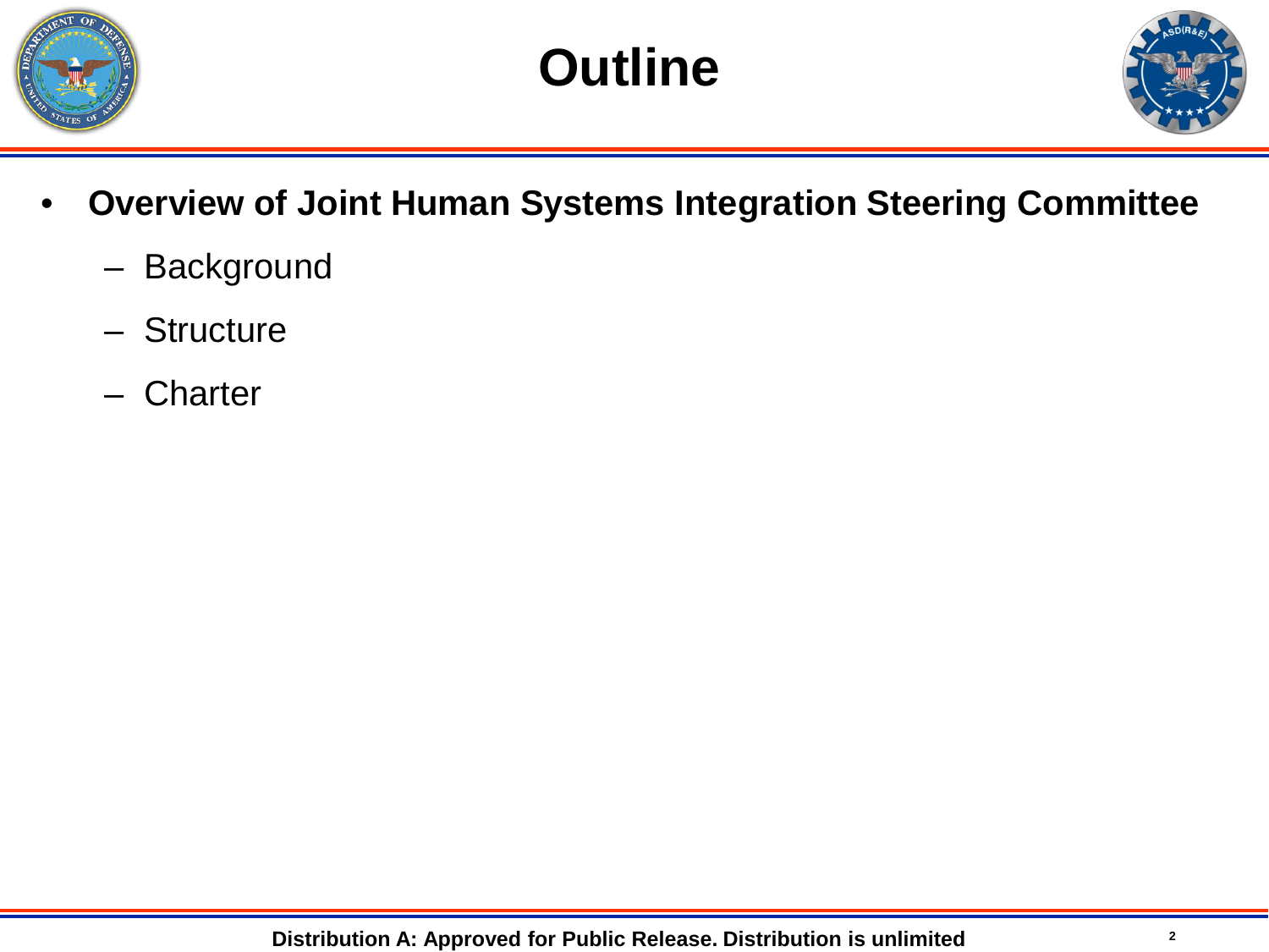# Outline

- **Overview of Joint Human Systems Integration Steering Committee**
  - Background
  - Structure
  - Charter

**Distribution A: Approved for Public Release. Distribution is unlimited**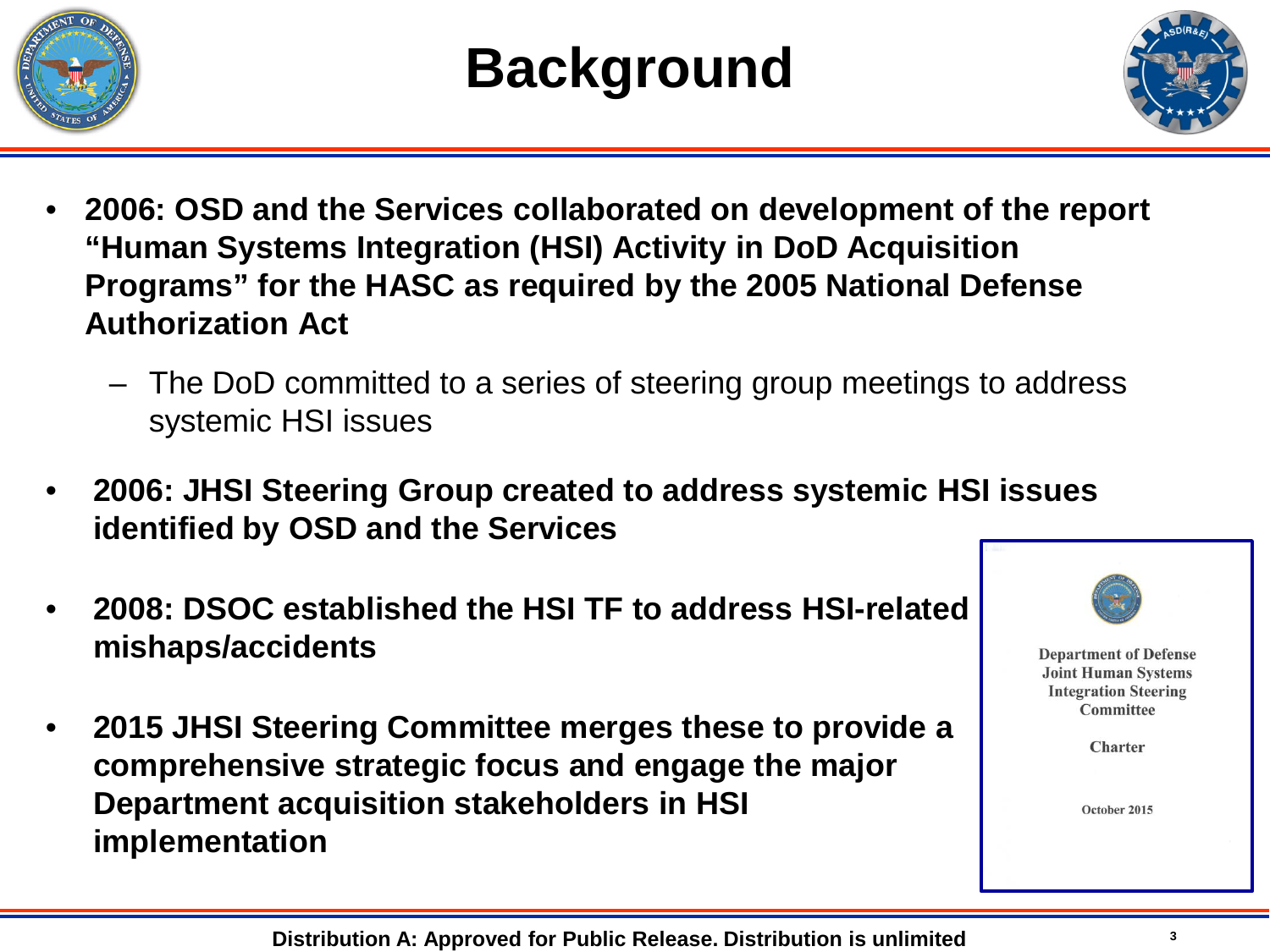# Background

- **2006: OSD and the Services collaborated on development of the report "Human Systems Integration (HSI) Activity in DoD Acquisition Programs" for the HASC as required by the 2005 National Defense Authorization Act**
  - The DoD committed to a series of steering group meetings to address systemic HSI issues
- **2006: JHSI Steering Group created to address systemic HSI issues identified by OSD and the Services**
- **2008: DSOC established the HSI TF to address HSI-related mishaps/accidents**
- **2015 JHSI Steering Committee merges these to provide a comprehensive strategic focus and engage the major Department acquisition stakeholders in HSI implementation**

Department of Defense Joint Human Systems Integration Steering Committee

Charter

October 2015

Distribution A: Approved for Public Release. Distribution is unlimited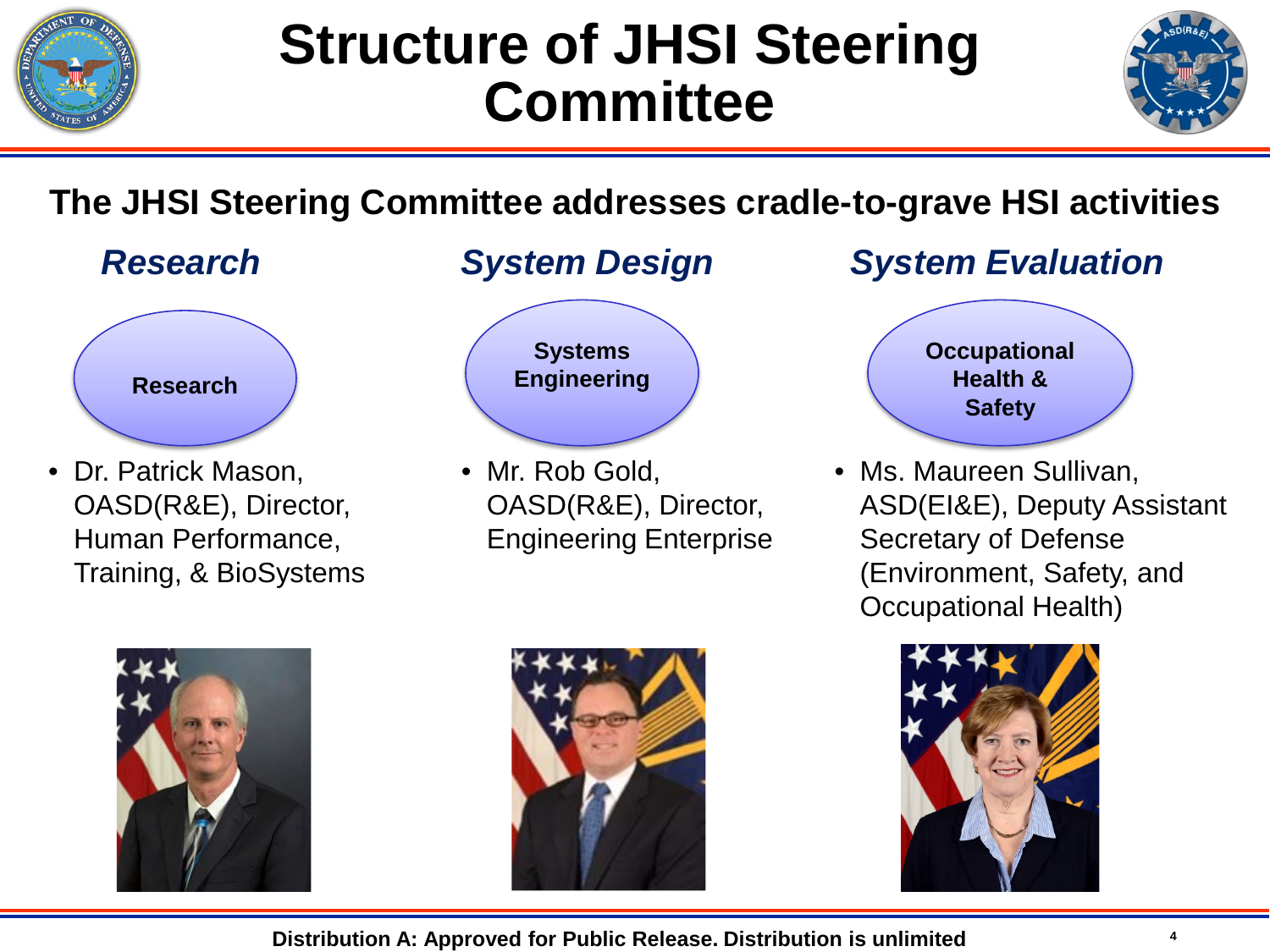# Structure of JHSI Steering Committee

**The JHSI Steering Committee addresses cradle-to-grave HSI activities**

## *Research*

**Research**

- Dr. Patrick Mason, OASD(R&E), Director, Human Performance, Training, & BioSystems

## *System Design*

**Systems Engineering**

- Mr. Rob Gold, OASD(R&E), Director, Engineering Enterprise

## *System Evaluation*

**Occupational Health & Safety**

- Ms. Maureen Sullivan, ASD(EI&E), Deputy Assistant Secretary of Defense (Environment, Safety, and Occupational Health)

**Distribution A: Approved for Public Release. Distribution is unlimited**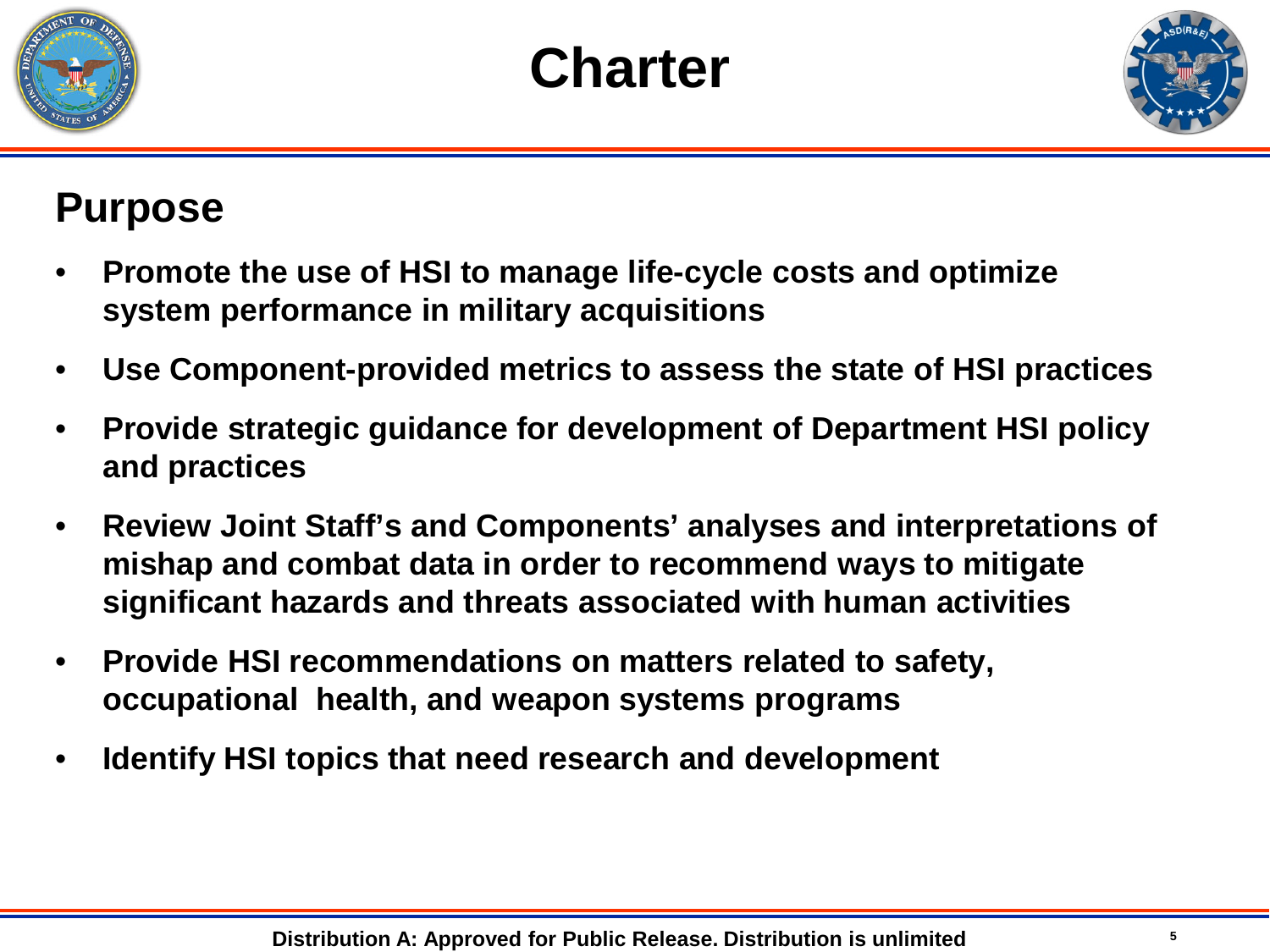# Charter

## Purpose

- **Promote the use of HSI to manage life-cycle costs and optimize system performance in military acquisitions**
- **Use Component-provided metrics to assess the state of HSI practices**
- **Provide strategic guidance for development of Department HSI policy and practices**
- **Review Joint Staff's and Components' analyses and interpretations of mishap and combat data in order to recommend ways to mitigate significant hazards and threats associated with human activities**
- **Provide HSI recommendations on matters related to safety, occupational health, and weapon systems programs**
- **Identify HSI topics that need research and development**

**Distribution A: Approved for Public Release. Distribution is unlimited**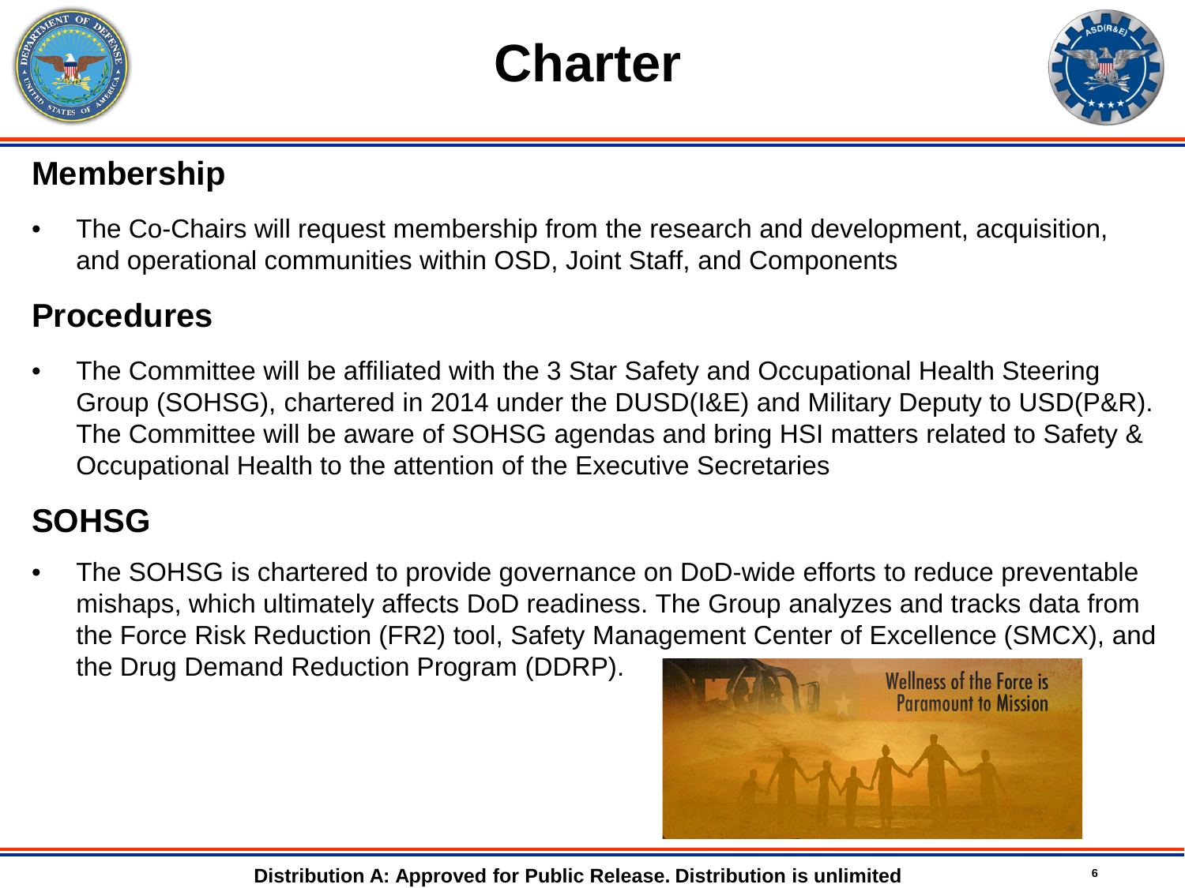# Charter

## Membership

- The Co-Chairs will request membership from the research and development, acquisition, and operational communities within OSD, Joint Staff, and Components

## Procedures

- The Committee will be affiliated with the 3 Star Safety and Occupational Health Steering Group (SOHSG), chartered in 2014 under the DUSD(I&E) and Military Deputy to USD(P&R). The Committee will be aware of SOHSG agendas and bring HSI matters related to Safety & Occupational Health to the attention of the Executive Secretaries

## SOHSG

- The SOHSG is chartered to provide governance on DoD-wide efforts to reduce preventable mishaps, which ultimately affects DoD readiness. The Group analyzes and tracks data from the Force Risk Reduction (FR2) tool, Safety Management Center of Excellence (SMCX), and the Drug Demand Reduction Program (DDRP).

Distribution A: Approved for Public Release. Distribution is unlimited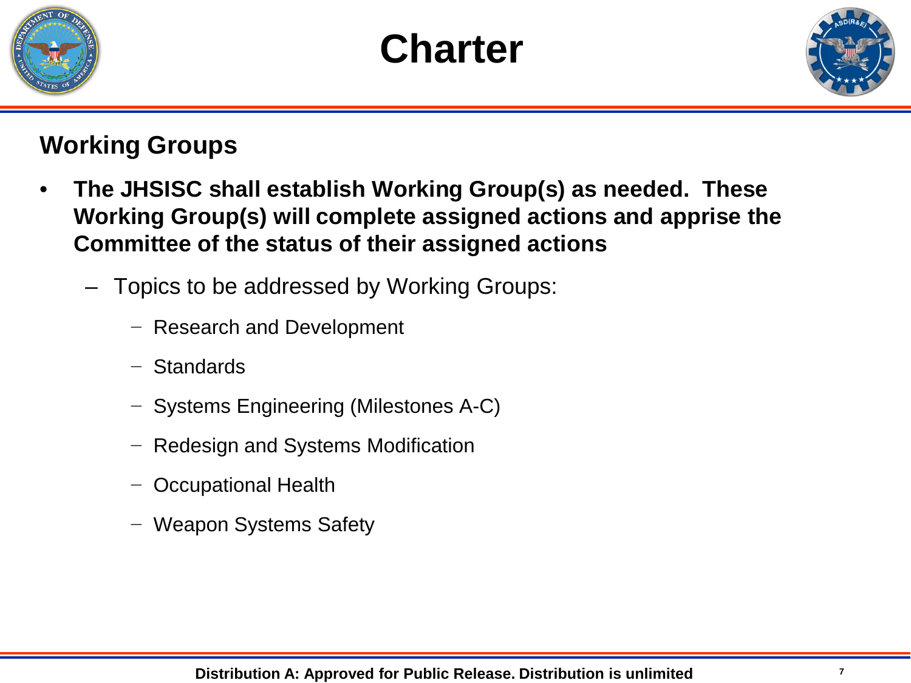# Charter

## Working Groups

- **The JHSISC shall establish Working Group(s) as needed. These Working Group(s) will complete assigned actions and apprise the Committee of the status of their assigned actions**
  - Topics to be addressed by Working Groups:
    - Research and Development
    - Standards
    - Systems Engineering (Milestones A-C)
    - Redesign and Systems Modification
    - Occupational Health
    - Weapon Systems Safety

**Distribution A: Approved for Public Release. Distribution is unlimited**